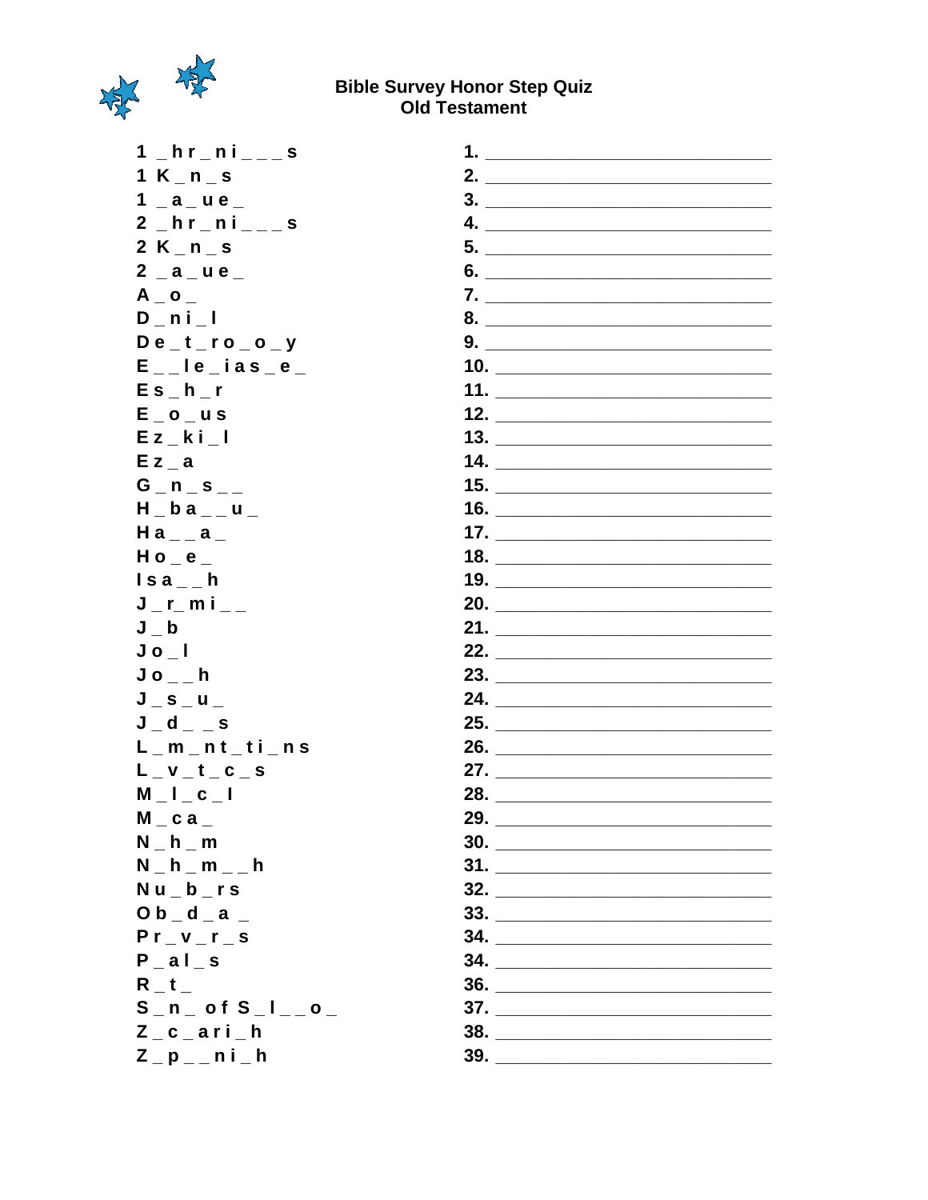# Bible Survey Honor Step Quiz
## Old Testament

| | |
|---|---|
| 1 _ h r _ n i _ _ _ s | 1. ______________________________ |
| 1 K _ n _ s | 2. ______________________________ |
| 1 _ a _ u e _ | 3. ______________________________ |
| 2 _ h r _ n i _ _ _ s | 4. ______________________________ |
| 2 K _ n _ s | 5. ______________________________ |
| 2 _ a _ u e _ | 6. ______________________________ |
| A _ o _ | 7. ______________________________ |
| D _ n i _ l | 8. ______________________________ |
| D e _ t _ r o _ o _ y | 9. ______________________________ |
| E _ _ l e _ i a s _ e _ | 10. ______________________________ |
| E s _ h _ r | 11. ______________________________ |
| E _ o _ u s | 12. ______________________________ |
| E z _ k i _ l | 13. ______________________________ |
| E z _ a | 14. ______________________________ |
| G _ n _ s _ _ | 15. ______________________________ |
| H _ b a _ _ u _ | 16. ______________________________ |
| H a _ _ a _ | 17. ______________________________ |
| H o _ e _ | 18. ______________________________ |
| I s a _ _ h | 19. ______________________________ |
| J _ r_ m i _ _ | 20. ______________________________ |
| J _ b | 21. ______________________________ |
| J o _ l | 22. ______________________________ |
| J o _ _ h | 23. ______________________________ |
| J _ s _ u _ | 24. ______________________________ |
| J _ d _ _ s | 25. ______________________________ |
| L _ m _ n t _ t i _ n s | 26. ______________________________ |
| L _ v _ t _ c _ s | 27. ______________________________ |
| M _ l _ c _ l | 28. ______________________________ |
| M _ c a _ | 29. ______________________________ |
| N _ h _ m | 30. ______________________________ |
| N _ h _ m _ _ h | 31. ______________________________ |
| N u _ b _ r s | 32. ______________________________ |
| O b _ d _ a _ | 33. ______________________________ |
| P r _ v _ r _ s | 34. ______________________________ |
| P _ a l _ s | 34. ______________________________ |
| R _ t _ | 36. ______________________________ |
| S _ n _ o f S _ l _ _ o _ | 37. ______________________________ |
| Z _ c _ a r i _ h | 38. ______________________________ |
| Z _ p _ _ n i _ h | 39. ______________________________ |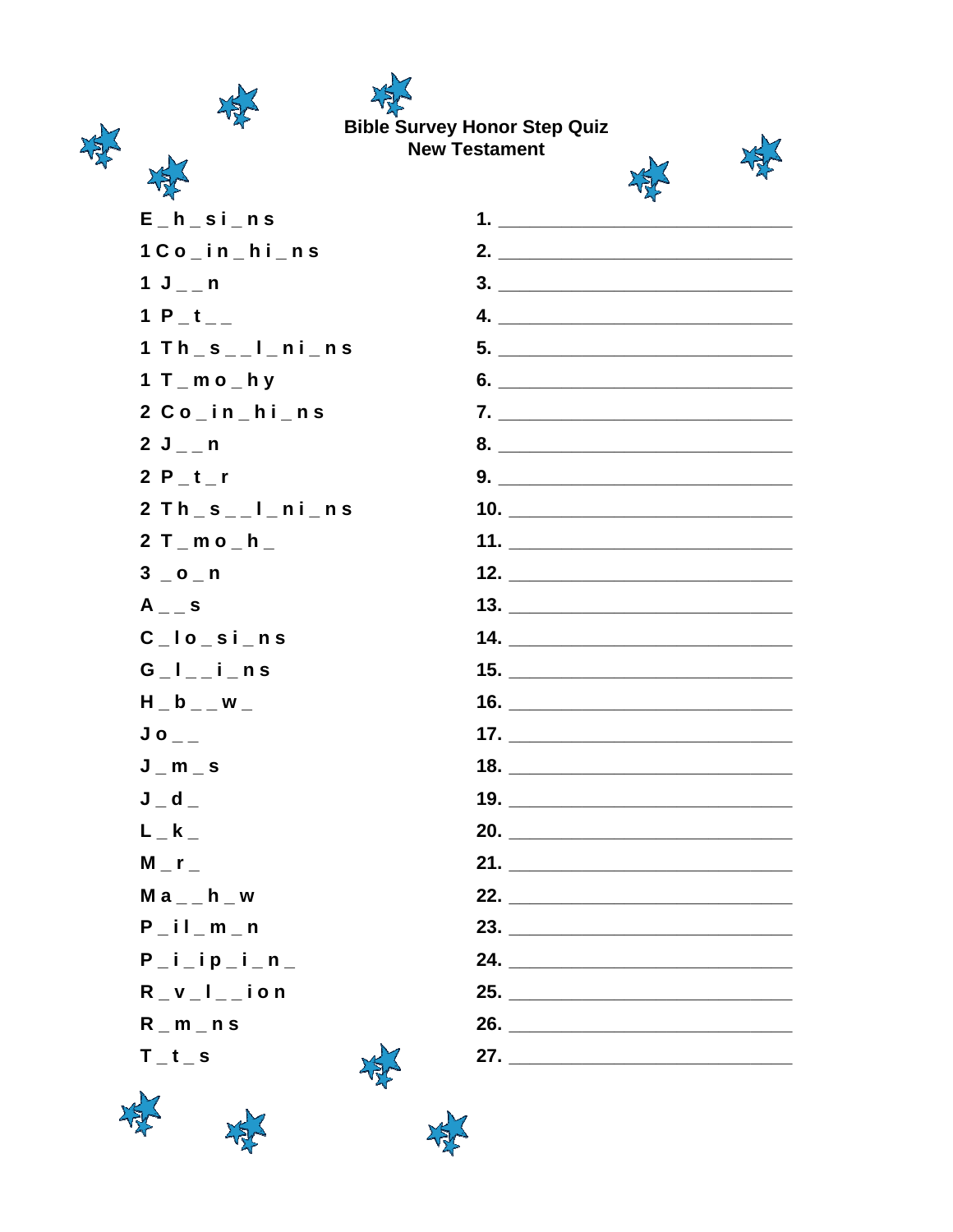# Bible Survey Honor Step Quiz
## New Testament

| | |
|---|---|
| E _ h _ s i _ n s | 1. ______________________________ |
| 1 C o _ i n _ h i _ n s | 2. ______________________________ |
| 1 J _ _ n | 3. ______________________________ |
| 1 P _ t _ _ | 4. ______________________________ |
| 1 T h _ s _ _ l _ n i _ n s | 5. ______________________________ |
| 1 T _ m o _ h y | 6. ______________________________ |
| 2 C o _ i n _ h i _ n s | 7. ______________________________ |
| 2 J _ _ n | 8. ______________________________ |
| 2 P _ t _ r | 9. ______________________________ |
| 2 T h _ s _ _ l _ n i _ n s | 10. ______________________________ |
| 2 T _ m o _ h _ | 11. ______________________________ |
| 3 _ o _ n | 12. ______________________________ |
| A _ _ s | 13. ______________________________ |
| C _ l o _ s i _ n s | 14. ______________________________ |
| G _ l _ _ i _ n s | 15. ______________________________ |
| H _ b _ _ w _ | 16. ______________________________ |
| J o _ _ | 17. ______________________________ |
| J _ m _ s | 18. ______________________________ |
| J _ d _ | 19. ______________________________ |
| L _ k _ | 20. ______________________________ |
| M _ r _ | 21. ______________________________ |
| M a _ _ h _ w | 22. ______________________________ |
| P _ i l _ m _ n | 23. ______________________________ |
| P _ i _ i p _ i _ n _ | 24. ______________________________ |
| R _ v _ l _ _ i o n | 25. ______________________________ |
| R _ m _ n s | 26. ______________________________ |
| T _ t _ s | 27. ______________________________ |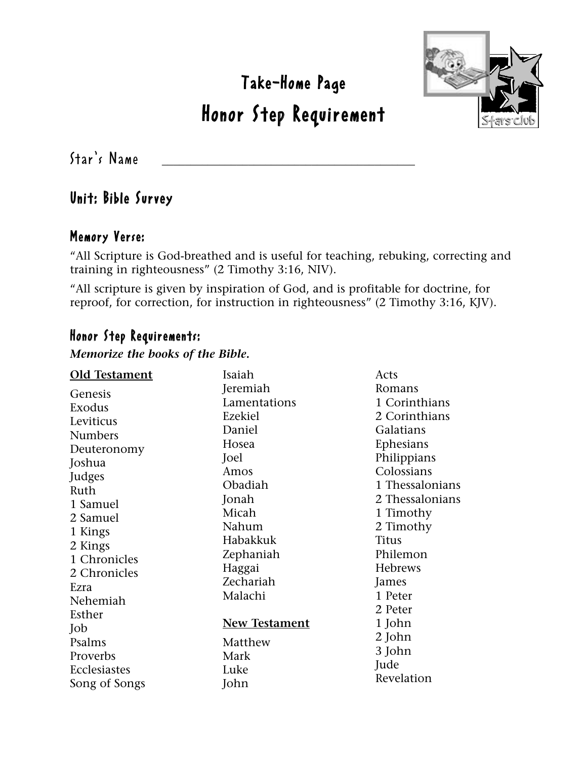# Take-Home Page

# Honor Step Requirement

Star's Name \_\_\_\_\_\_\_\_\_\_\_\_\_\_\_\_\_\_\_\_\_\_\_\_\_\_\_\_\_\_\_\_\_\_\_\_\_\_

## Unit: Bible Survey

### Memory Verse:

"All Scripture is God-breathed and is useful for teaching, rebuking, correcting and training in righteousness" (2 Timothy 3:16, NIV).

"All scripture is given by inspiration of God, and is profitable for doctrine, for reproof, for correction, for instruction in righteousness" (2 Timothy 3:16, KJV).

### Honor Step Requirements:

***Memorize the books of the Bible.***

**Old Testament**

Genesis
Exodus
Leviticus
Numbers
Deuteronomy
Joshua
Judges
Ruth
1 Samuel
2 Samuel
1 Kings
2 Kings
1 Chronicles
2 Chronicles
Ezra
Nehemiah
Esther
Job
Psalms
Proverbs
Ecclesiastes
Song of Songs
Isaiah
Jeremiah
Lamentations
Ezekiel
Daniel
Hosea
Joel
Amos
Obadiah
Jonah
Micah
Nahum
Habakkuk
Zephaniah
Haggai
Zechariah
Malachi

**New Testament**

Matthew
Mark
Luke
John
Acts
Romans
1 Corinthians
2 Corinthians
Galatians
Ephesians
Philippians
Colossians
1 Thessalonians
2 Thessalonians
1 Timothy
2 Timothy
Titus
Philemon
Hebrews
James
1 Peter
2 Peter
1 John
2 John
3 John
Jude
Revelation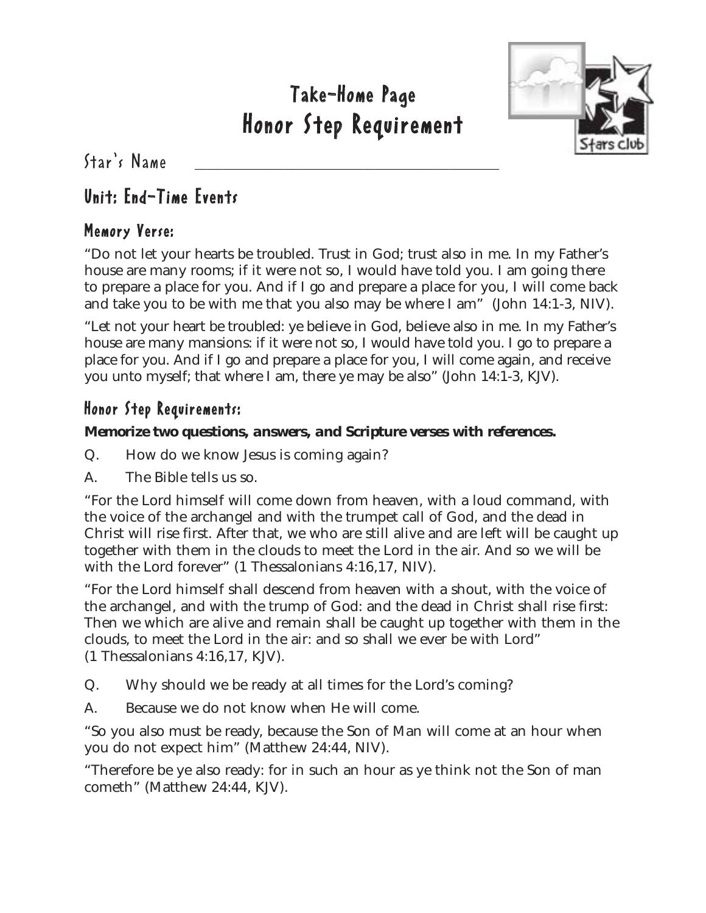# Take-Home Page
# Honor Step Requirement

Star's Name ________________________________________

## Unit: End-Time Events

### Memory Verse:

"Do not let your hearts be troubled. Trust in God; trust also in me. In my Father's house are many rooms; if it were not so, I would have told you. I am going there to prepare a place for you. And if I go and prepare a place for you, I will come back and take you to be with me that you also may be where I am" (John 14:1-3, NIV).

"Let not your heart be troubled: ye believe in God, believe also in me. In my Father's house are many mansions: if it were not so, I would have told you. I go to prepare a place for you. And if I go and prepare a place for you, I will come again, and receive you unto myself; that where I am, there ye may be also" (John 14:1-3, KJV).

### Honor Step Requirements:

**Memorize two questions, answers, and Scripture verses with references.**

Q. How do we know Jesus is coming again?

A. The Bible tells us so.

"For the Lord himself will come down from heaven, with a loud command, with the voice of the archangel and with the trumpet call of God, and the dead in Christ will rise first. After that, we who are still alive and are left will be caught up together with them in the clouds to meet the Lord in the air. And so we will be with the Lord forever" (1 Thessalonians 4:16,17, NIV).

"For the Lord himself shall descend from heaven with a shout, with the voice of the archangel, and with the trump of God: and the dead in Christ shall rise first: Then we which are alive and remain shall be caught up together with them in the clouds, to meet the Lord in the air: and so shall we ever be with Lord" (1 Thessalonians 4:16,17, KJV).

Q. Why should we be ready at all times for the Lord's coming?

A. Because we do not know when He will come.

"So you also must be ready, because the Son of Man will come at an hour when you do not expect him" (Matthew 24:44, NIV).

"Therefore be ye also ready: for in such an hour as ye think not the Son of man cometh" (Matthew 24:44, KJV).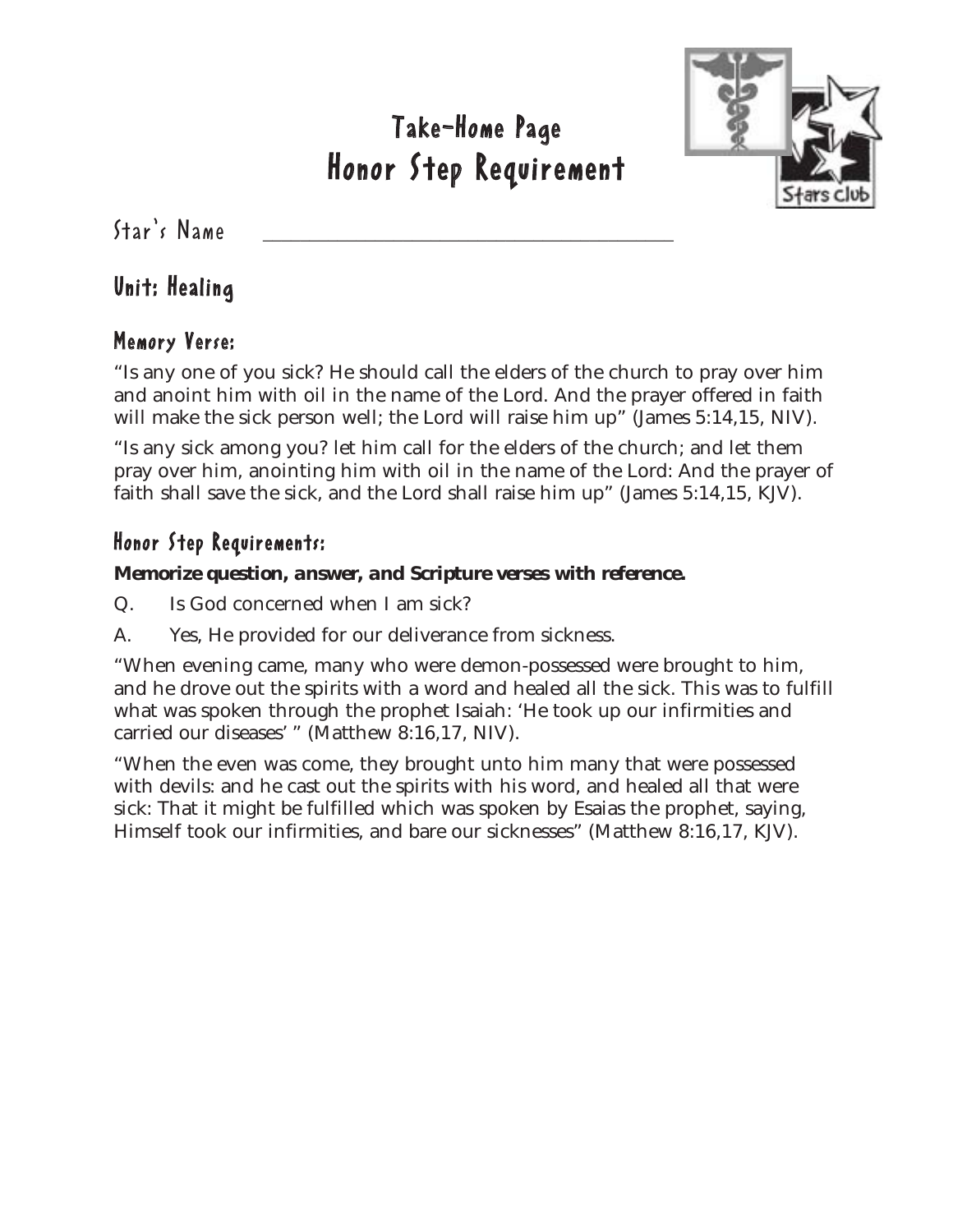# Take-Home Page
# Honor Step Requirement

Star's Name ______________________________

## Unit: Healing

### Memory Verse:

"Is any one of you sick? He should call the elders of the church to pray over him and anoint him with oil in the name of the Lord. And the prayer offered in faith will make the sick person well; the Lord will raise him up" (James 5:14,15, NIV).

"Is any sick among you? let him call for the elders of the church; and let them pray over him, anointing him with oil in the name of the Lord: And the prayer of faith shall save the sick, and the Lord shall raise him up" (James 5:14,15, KJV).

### Honor Step Requirements:

***Memorize question, answer, and Scripture verses with reference.***

Q. Is God concerned when I am sick?

A. Yes, He provided for our deliverance from sickness.

"When evening came, many who were demon-possessed were brought to him, and he drove out the spirits with a word and healed all the sick. This was to fulfill what was spoken through the prophet Isaiah: 'He took up our infirmities and carried our diseases' " (Matthew 8:16,17, NIV).

"When the even was come, they brought unto him many that were possessed with devils: and he cast out the spirits with his word, and healed all that were sick: That it might be fulfilled which was spoken by Esaias the prophet, saying, Himself took our infirmities, and bare our sicknesses" (Matthew 8:16,17, KJV).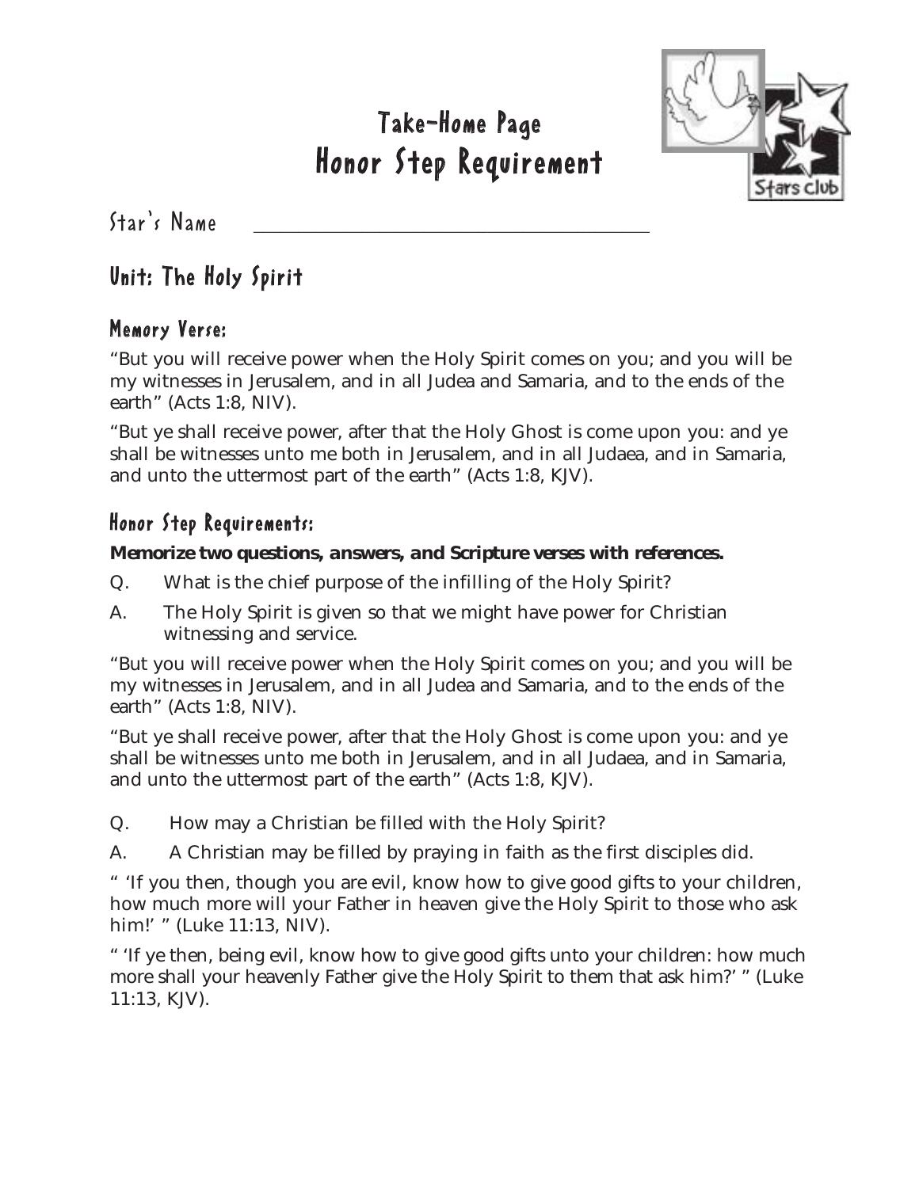# Take-Home Page
# Honor Step Requirement

Star's Name \_\_\_\_\_\_\_\_\_\_\_\_\_\_\_\_\_\_\_\_\_\_\_\_\_\_\_\_\_\_\_\_\_\_\_\_\_\_\_\_

## Unit: The Holy Spirit

### Memory Verse:

"But you will receive power when the Holy Spirit comes on you; and you will be my witnesses in Jerusalem, and in all Judea and Samaria, and to the ends of the earth" (Acts 1:8, NIV).

"But ye shall receive power, after that the Holy Ghost is come upon you: and ye shall be witnesses unto me both in Jerusalem, and in all Judaea, and in Samaria, and unto the uttermost part of the earth" (Acts 1:8, KJV).

### Honor Step Requirements:

**Memorize two questions, answers, and Scripture verses with references.**

Q. What is the chief purpose of the infilling of the Holy Spirit?

A. The Holy Spirit is given so that we might have power for Christian witnessing and service.

"But you will receive power when the Holy Spirit comes on you; and you will be my witnesses in Jerusalem, and in all Judea and Samaria, and to the ends of the earth" (Acts 1:8, NIV).

"But ye shall receive power, after that the Holy Ghost is come upon you: and ye shall be witnesses unto me both in Jerusalem, and in all Judaea, and in Samaria, and unto the uttermost part of the earth" (Acts 1:8, KJV).

Q. How may a Christian be filled with the Holy Spirit?

A. A Christian may be filled by praying in faith as the first disciples did.

" 'If you then, though you are evil, know how to give good gifts to your children, how much more will your Father in heaven give the Holy Spirit to those who ask him!' " (Luke 11:13, NIV).

" 'If ye then, being evil, know how to give good gifts unto your children: how much more shall your heavenly Father give the Holy Spirit to them that ask him?' " (Luke 11:13, KJV).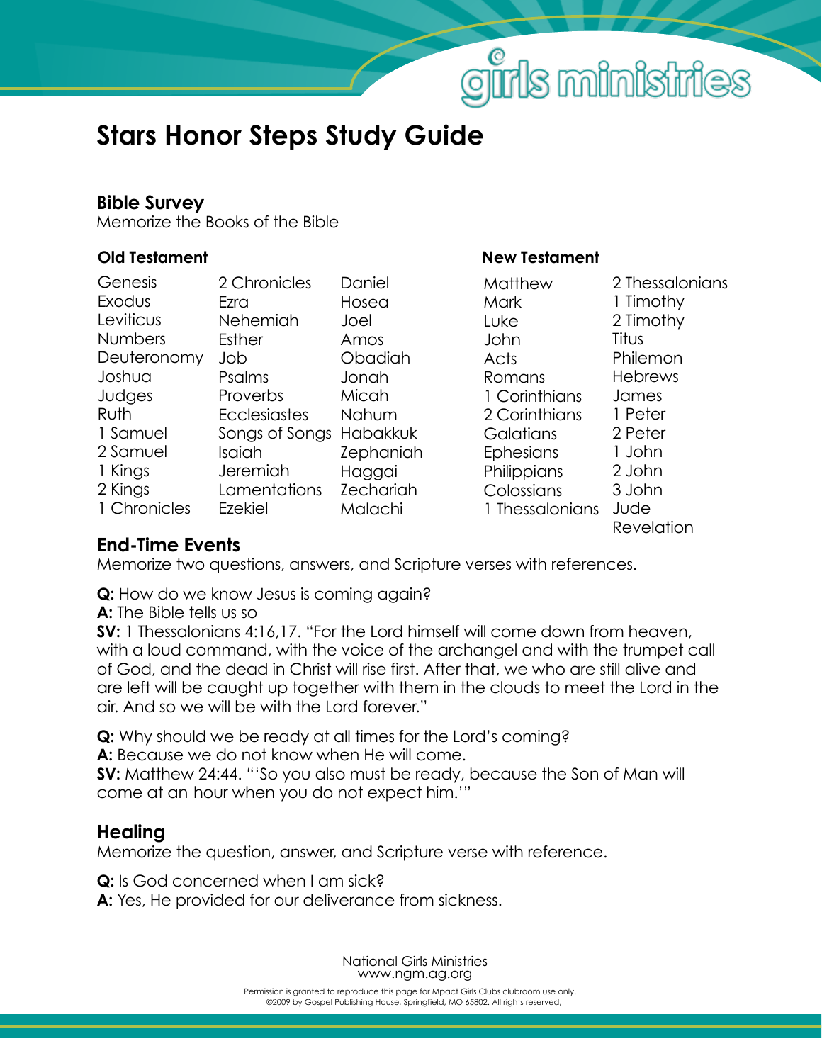# Stars Honor Steps Study Guide

## Bible Survey

Memorize the Books of the Bible

### Old Testament

| | | |
|---|---|---|
| Genesis | 2 Chronicles | Daniel |
| Exodus | Ezra | Hosea |
| Leviticus | Nehemiah | Joel |
| Numbers | Esther | Amos |
| Deuteronomy | Job | Obadiah |
| Joshua | Psalms | Jonah |
| Judges | Proverbs | Micah |
| Ruth | Ecclesiastes | Nahum |
| 1 Samuel | Songs of Songs | Habakkuk |
| 2 Samuel | Isaiah | Zephaniah |
| 1 Kings | Jeremiah | Haggai |
| 2 Kings | Lamentations | Zechariah |
| 1 Chronicles | Ezekiel | Malachi |

### New Testament

| | |
|---|---|
| Matthew | 2 Thessalonians |
| Mark | 1 Timothy |
| Luke | 2 Timothy |
| John | Titus |
| Acts | Philemon |
| Romans | Hebrews |
| 1 Corinthians | James |
| 2 Corinthians | 1 Peter |
| Galatians | 2 Peter |
| Ephesians | 1 John |
| Philippians | 2 John |
| Colossians | 3 John |
| 1 Thessalonians | Jude |
| | Revelation |

## End-Time Events

Memorize two questions, answers, and Scripture verses with references.

**Q:** How do we know Jesus is coming again?
**A:** The Bible tells us so
**SV:** 1 Thessalonians 4:16,17. "For the Lord himself will come down from heaven, with a loud command, with the voice of the archangel and with the trumpet call of God, and the dead in Christ will rise first. After that, we who are still alive and are left will be caught up together with them in the clouds to meet the Lord in the air. And so we will be with the Lord forever."

**Q:** Why should we be ready at all times for the Lord's coming?
**A:** Because we do not know when He will come.
**SV:** Matthew 24:44. "'So you also must be ready, because the Son of Man will come at an hour when you do not expect him.'"

## Healing

Memorize the question, answer, and Scripture verse with reference.

**Q:** Is God concerned when I am sick?
**A:** Yes, He provided for our deliverance from sickness.

National Girls Ministries
www.ngm.ag.org

Permission is granted to reproduce this page for Mpact Girls Clubs clubroom use only.
©2009 by Gospel Publishing House, Springfield, MO 65802. All rights reserved.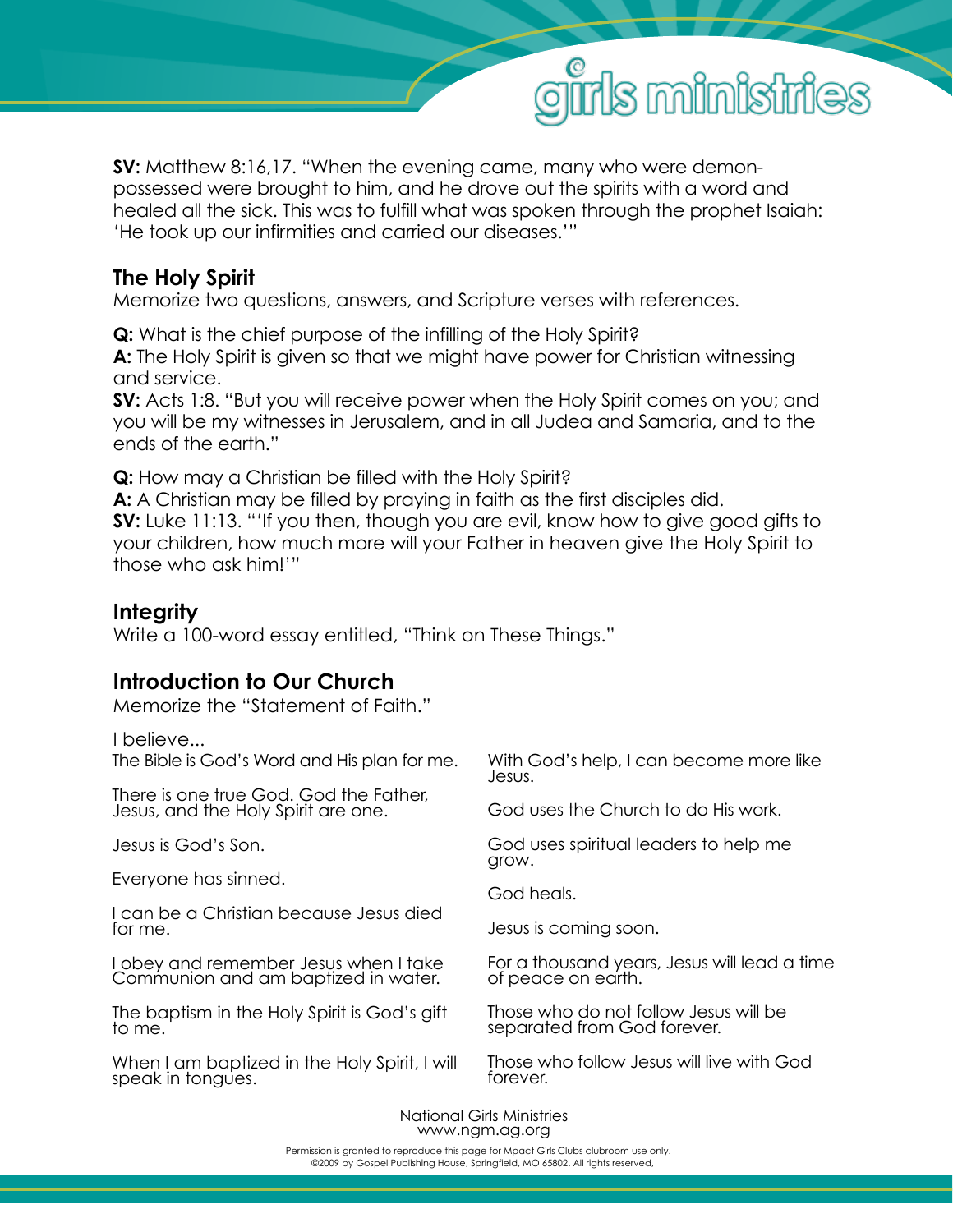**SV:** Matthew 8:16,17. "When the evening came, many who were demon-possessed were brought to him, and he drove out the spirits with a word and healed all the sick. This was to fulfill what was spoken through the prophet Isaiah: 'He took up our infirmities and carried our diseases.'"

## The Holy Spirit

Memorize two questions, answers, and Scripture verses with references.

**Q:** What is the chief purpose of the infilling of the Holy Spirit?
**A:** The Holy Spirit is given so that we might have power for Christian witnessing and service.
**SV:** Acts 1:8. "But you will receive power when the Holy Spirit comes on you; and you will be my witnesses in Jerusalem, and in all Judea and Samaria, and to the ends of the earth."

**Q:** How may a Christian be filled with the Holy Spirit?
**A:** A Christian may be filled by praying in faith as the first disciples did.
**SV:** Luke 11:13. "'If you then, though you are evil, know how to give good gifts to your children, how much more will your Father in heaven give the Holy Spirit to those who ask him!'"

## Integrity

Write a 100-word essay entitled, "Think on These Things."

## Introduction to Our Church

Memorize the "Statement of Faith."

I believe...

The Bible is God's Word and His plan for me.

There is one true God. God the Father, Jesus, and the Holy Spirit are one.

Jesus is God's Son.

Everyone has sinned.

I can be a Christian because Jesus died for me.

I obey and remember Jesus when I take Communion and am baptized in water.

The baptism in the Holy Spirit is God's gift to me.

When I am baptized in the Holy Spirit, I will speak in tongues.

With God's help, I can become more like Jesus.

God uses the Church to do His work.

God uses spiritual leaders to help me grow.

God heals.

Jesus is coming soon.

For a thousand years, Jesus will lead a time of peace on earth.

Those who do not follow Jesus will be separated from God forever.

Those who follow Jesus will live with God forever.

National Girls Ministries
www.ngm.ag.org

Permission is granted to reproduce this page for Mpact Girls Clubs clubroom use only.
©2009 by Gospel Publishing House, Springfield, MO 65802. All rights reserved.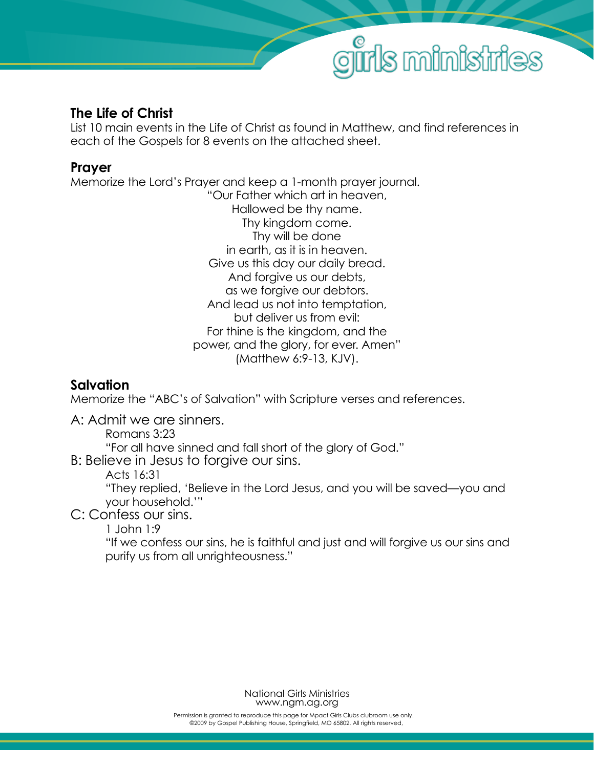## The Life of Christ

List 10 main events in the Life of Christ as found in Matthew, and find references in each of the Gospels for 8 events on the attached sheet.

## Prayer

Memorize the Lord's Prayer and keep a 1-month prayer journal.

"Our Father which art in heaven,
Hallowed be thy name.
Thy kingdom come.
Thy will be done
in earth, as it is in heaven.
Give us this day our daily bread.
And forgive us our debts,
as we forgive our debtors.
And lead us not into temptation,
but deliver us from evil:
For thine is the kingdom, and the
power, and the glory, for ever. Amen"
(Matthew 6:9-13, KJV).

## Salvation

Memorize the "ABC's of Salvation" with Scripture verses and references.

A: Admit we are sinners.

Romans 3:23

"For all have sinned and fall short of the glory of God."

B: Believe in Jesus to forgive our sins.

Acts 16:31

"They replied, 'Believe in the Lord Jesus, and you will be saved—you and your household.'"

C: Confess our sins.

1 John 1:9

"If we confess our sins, he is faithful and just and will forgive us our sins and purify us from all unrighteousness."

National Girls Ministries
www.ngm.ag.org

Permission is granted to reproduce this page for Mpact Girls Clubs clubroom use only.
©2009 by Gospel Publishing House, Springfield, MO 65802. All rights reserved,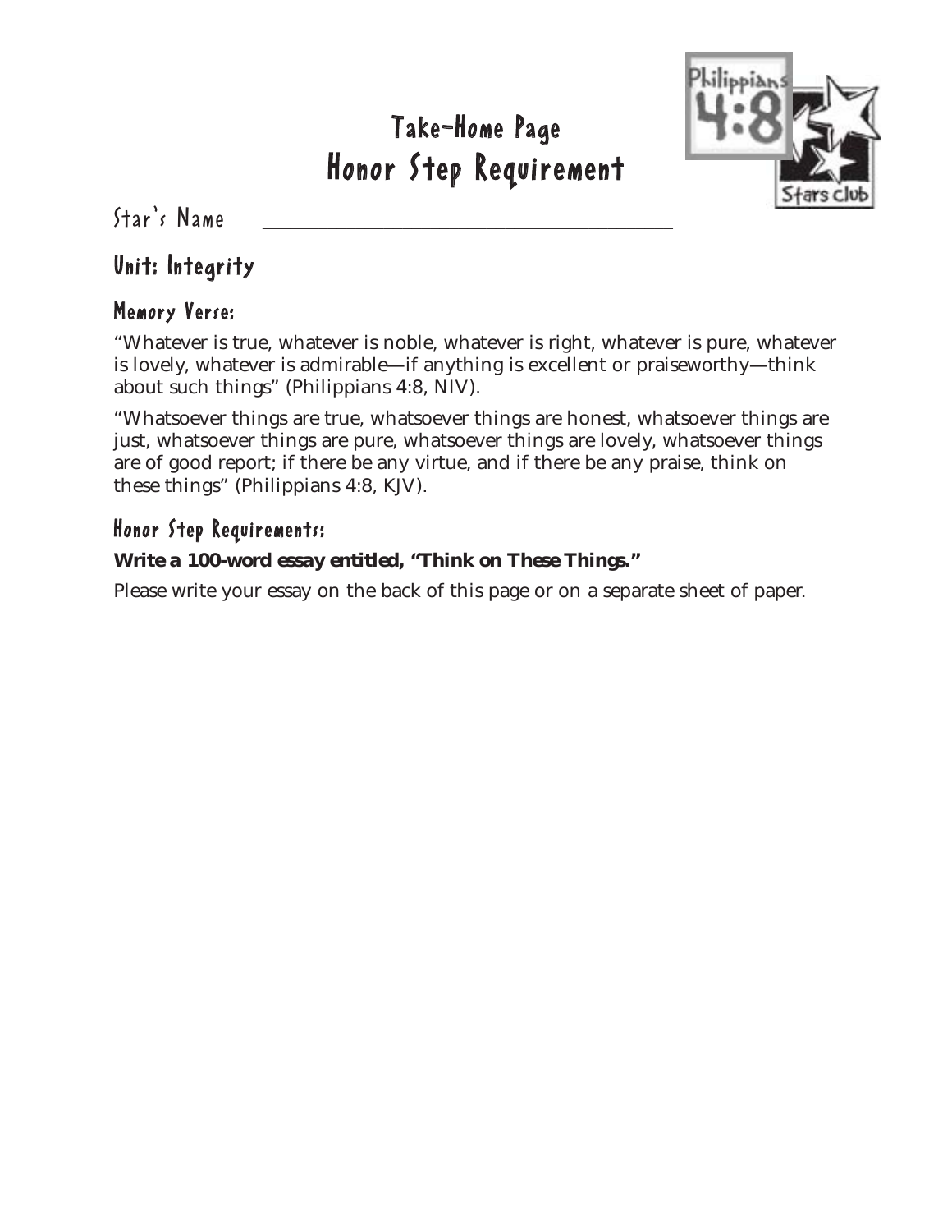# Take-Home Page
# Honor Step Requirement

Star's Name ________________________________________

## Unit: Integrity

### Memory Verse:

"Whatever is true, whatever is noble, whatever is right, whatever is pure, whatever is lovely, whatever is admirable—if anything is excellent or praiseworthy—think about such things" (Philippians 4:8, NIV).

"Whatsoever things are true, whatsoever things are honest, whatsoever things are just, whatsoever things are pure, whatsoever things are lovely, whatsoever things are of good report; if there be any virtue, and if there be any praise, think on these things" (Philippians 4:8, KJV).

### Honor Step Requirements:

**Write a 100-word essay entitled, "Think on These Things."**

Please write your essay on the back of this page or on a separate sheet of paper.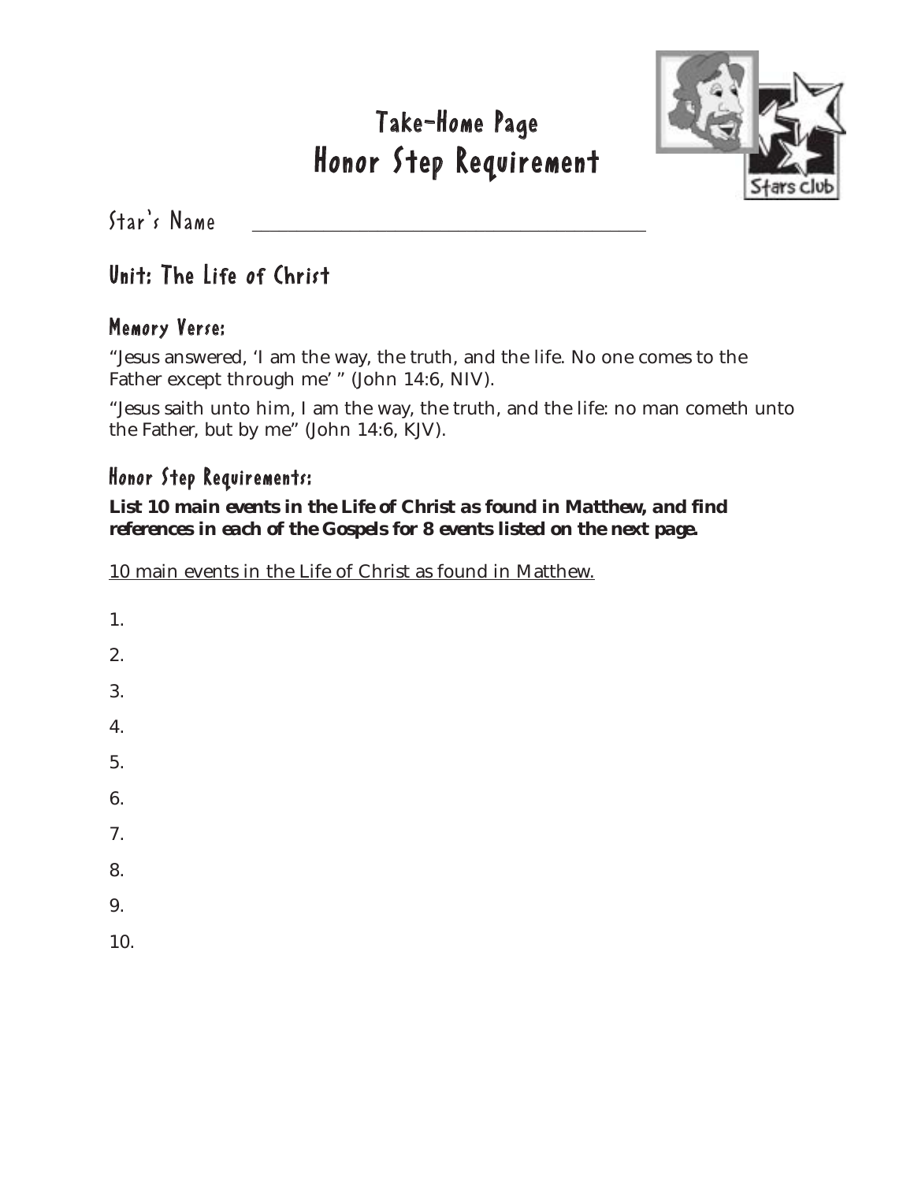# Take-Home Page
# Honor Step Requirement

Star's Name ________________________________________

## Unit: The Life of Christ

### Memory Verse:

"Jesus answered, 'I am the way, the truth, and the life. No one comes to the Father except through me' " (John 14:6, NIV).

"Jesus saith unto him, I am the way, the truth, and the life: no man cometh unto the Father, but by me" (John 14:6, KJV).

### Honor Step Requirements:

**List 10 main events in the Life of Christ as found in Matthew, and find references in each of the Gospels for 8 events listed on the next page.**

<u>10 main events in the Life of Christ as found in Matthew.</u>

1.

2.

3.

4.

5.

6.

7.

8.

9.

10.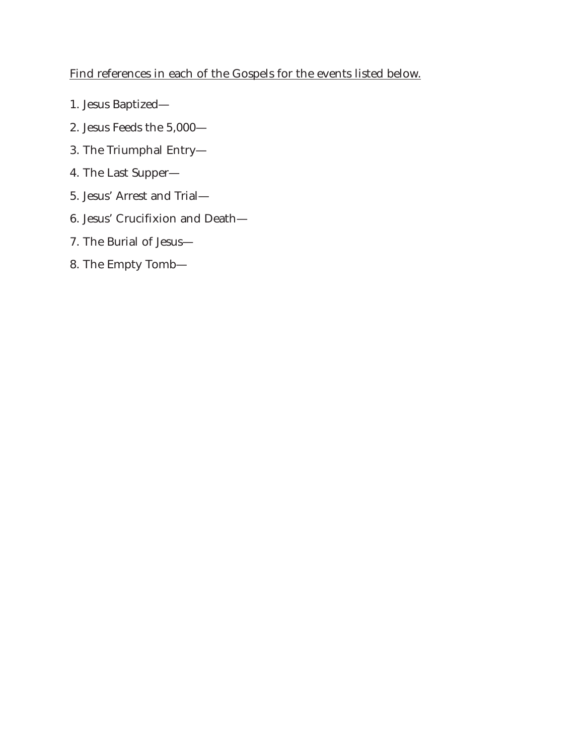Find references in each of the Gospels for the events listed below.

1. Jesus Baptized—
2. Jesus Feeds the 5,000—
3. The Triumphal Entry—
4. The Last Supper—
5. Jesus' Arrest and Trial—
6. Jesus' Crucifixion and Death—
7. The Burial of Jesus—
8. The Empty Tomb—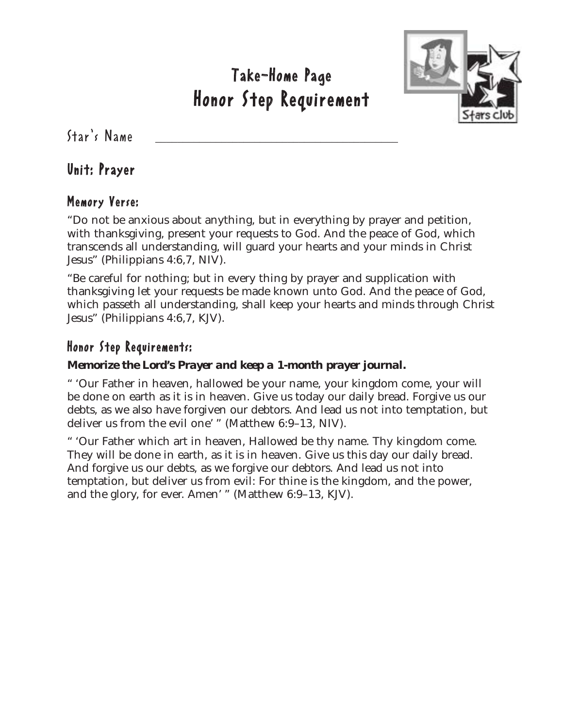# Take-Home Page
# Honor Step Requirement

Star's Name \_\_\_\_\_\_\_\_\_\_\_\_\_\_\_\_\_\_\_\_\_\_\_\_\_\_\_\_\_\_\_\_\_\_\_\_\_\_\_\_

## Unit: Prayer

### Memory Verse:

"Do not be anxious about anything, but in everything by prayer and petition, with thanksgiving, present your requests to God. And the peace of God, which transcends all understanding, will guard your hearts and your minds in Christ Jesus" (Philippians 4:6,7, NIV).

"Be careful for nothing; but in every thing by prayer and supplication with thanksgiving let your requests be made known unto God. And the peace of God, which passeth all understanding, shall keep your hearts and minds through Christ Jesus" (Philippians 4:6,7, KJV).

### Honor Step Requirements:

**Memorize the Lord's Prayer and keep a 1-month prayer journal.**

" 'Our Father in heaven, hallowed be your name, your kingdom come, your will be done on earth as it is in heaven. Give us today our daily bread. Forgive us our debts, as we also have forgiven our debtors. And lead us not into temptation, but deliver us from the evil one' " (Matthew 6:9–13, NIV).

" 'Our Father which art in heaven, Hallowed be thy name. Thy kingdom come. They will be done in earth, as it is in heaven. Give us this day our daily bread. And forgive us our debts, as we forgive our debtors. And lead us not into temptation, but deliver us from evil: For thine is the kingdom, and the power, and the glory, for ever. Amen' " (Matthew 6:9–13, KJV).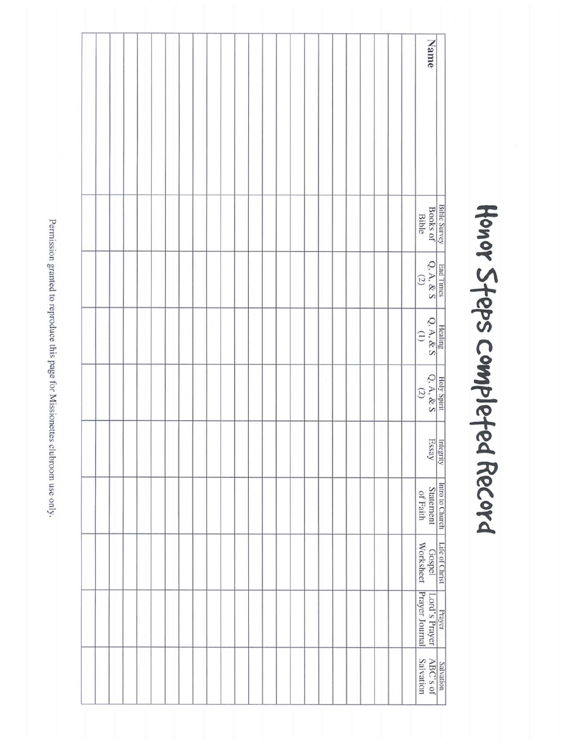# Honor Steps Completed Record

| Name | Bible Survey Books of Bible | End Times Q, A, & S (2) | Healing Q, A, & S (1) | Holy Spirit Q, A, & S (2) | Integrity Essay | Intro to Church Statement of Faith | Life of Christ Gospel Worksheet | Prayer Lord's Prayer Prayer Journal | Salvation ABC's of Salvation |
|---|---|---|---|---|---|---|---|---|---|
| | | | | | | | | | |
| | | | | | | | | | |
| | | | | | | | | | |
| | | | | | | | | | |
| | | | | | | | | | |
| | | | | | | | | | |
| | | | | | | | | | |
| | | | | | | | | | |
| | | | | | | | | | |
| | | | | | | | | | |
| | | | | | | | | | |
| | | | | | | | | | |
| | | | | | | | | | |
| | | | | | | | | | |
| | | | | | | | | | |
| | | | | | | | | | |
| | | | | | | | | | |
| | | | | | | | | | |
| | | | | | | | | | |
| | | | | | | | | | |
| | | | | | | | | | |
| | | | | | | | | | |
| | | | | | | | | | |
| | | | | | | | | | |

Permission granted to reproduce this page for Missionettes clubroom use only.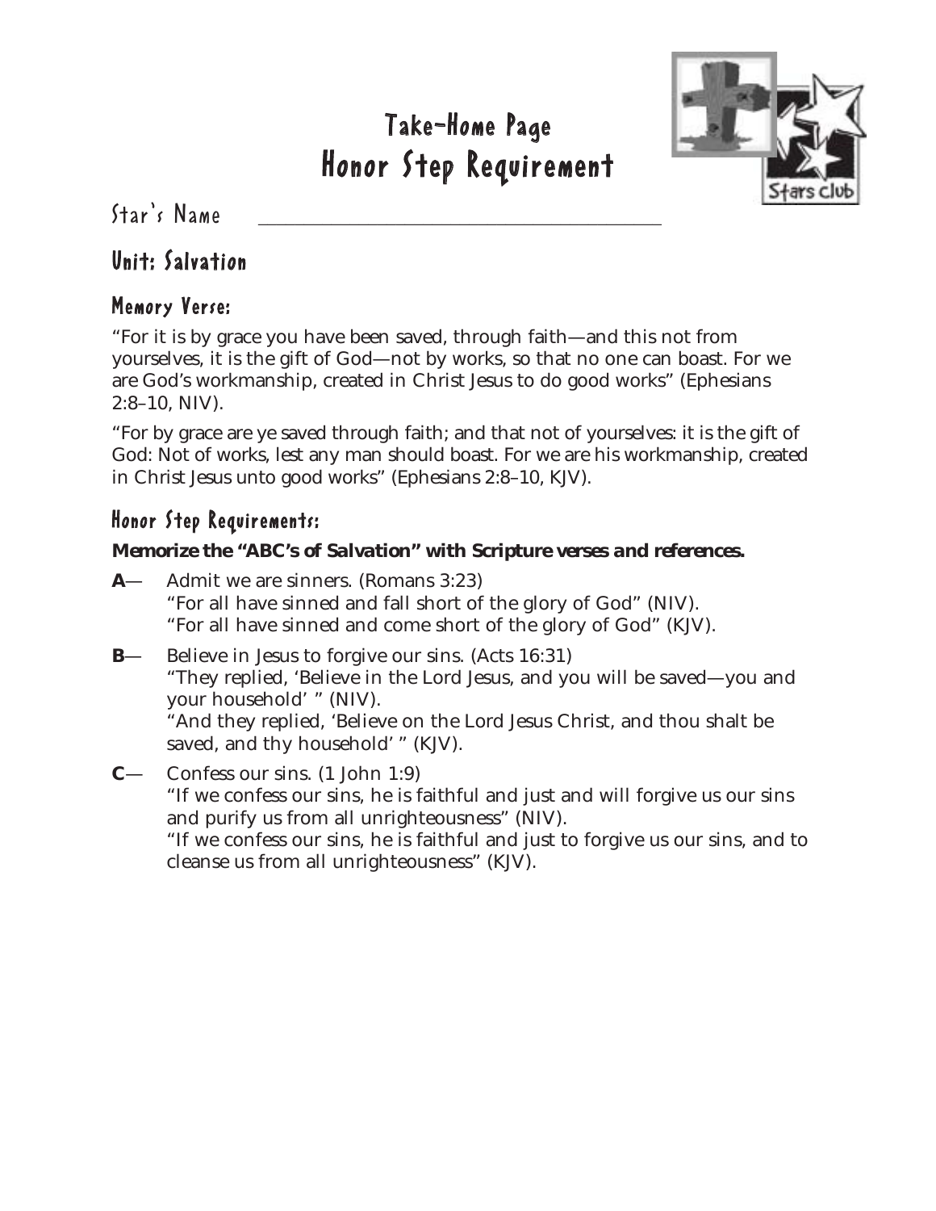# Take-Home Page
# Honor Step Requirement

Star's Name ________________________________

## Unit: Salvation

### Memory Verse:

"For it is by grace you have been saved, through faith—and this not from yourselves, it is the gift of God—not by works, so that no one can boast. For we are God's workmanship, created in Christ Jesus to do good works" (Ephesians 2:8–10, NIV).

"For by grace are ye saved through faith; and that not of yourselves: it is the gift of God: Not of works, lest any man should boast. For we are his workmanship, created in Christ Jesus unto good works" (Ephesians 2:8–10, KJV).

### Honor Step Requirements:

**Memorize the "ABC's of Salvation" with Scripture verses and references.**

**A**— Admit we are sinners. (Romans 3:23)
"For all have sinned and fall short of the glory of God" (NIV).
"For all have sinned and come short of the glory of God" (KJV).

**B**— Believe in Jesus to forgive our sins. (Acts 16:31)
"They replied, 'Believe in the Lord Jesus, and you will be saved—you and your household' " (NIV).
"And they replied, 'Believe on the Lord Jesus Christ, and thou shalt be saved, and thy household' " (KJV).

**C**— Confess our sins. (1 John 1:9)
"If we confess our sins, he is faithful and just and will forgive us our sins and purify us from all unrighteousness" (NIV).
"If we confess our sins, he is faithful and just to forgive us our sins, and to cleanse us from all unrighteousness" (KJV).